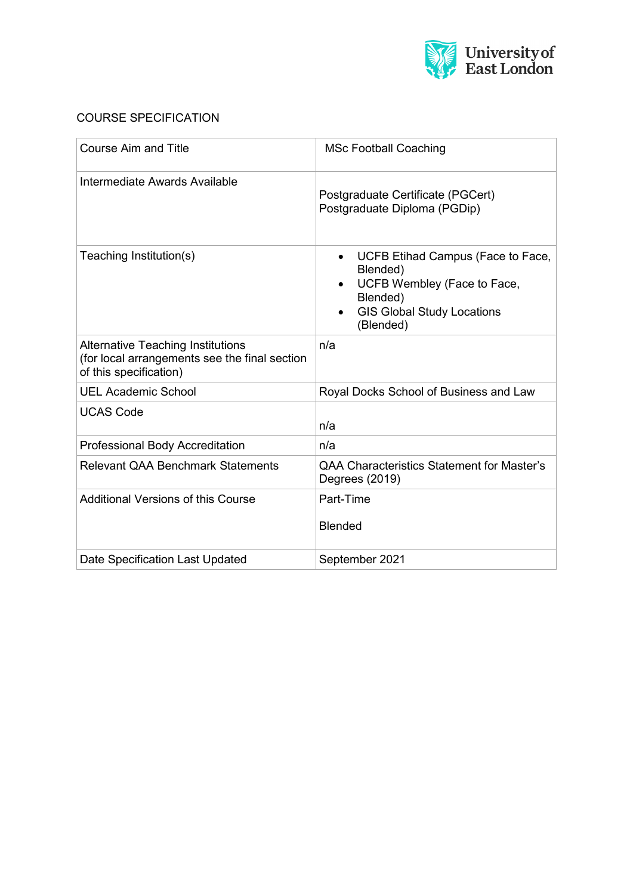# COURSE SPECIFICATION

| | |
|---|---|
| Course Aim and Title | MSc Football Coaching |
| Intermediate Awards Available | Postgraduate Certificate (PGCert)<br>Postgraduate Diploma (PGDip) |
| Teaching Institution(s) | • UCFB Etihad Campus (Face to Face, Blended)<br>• UCFB Wembley (Face to Face, Blended)<br>• GIS Global Study Locations (Blended) |
| Alternative Teaching Institutions (for local arrangements see the final section of this specification) | n/a |
| UEL Academic School | Royal Docks School of Business and Law |
| UCAS Code | n/a |
| Professional Body Accreditation | n/a |
| Relevant QAA Benchmark Statements | QAA Characteristics Statement for Master's Degrees (2019) |
| Additional Versions of this Course | Part-Time<br><br>Blended |
| Date Specification Last Updated | September 2021 |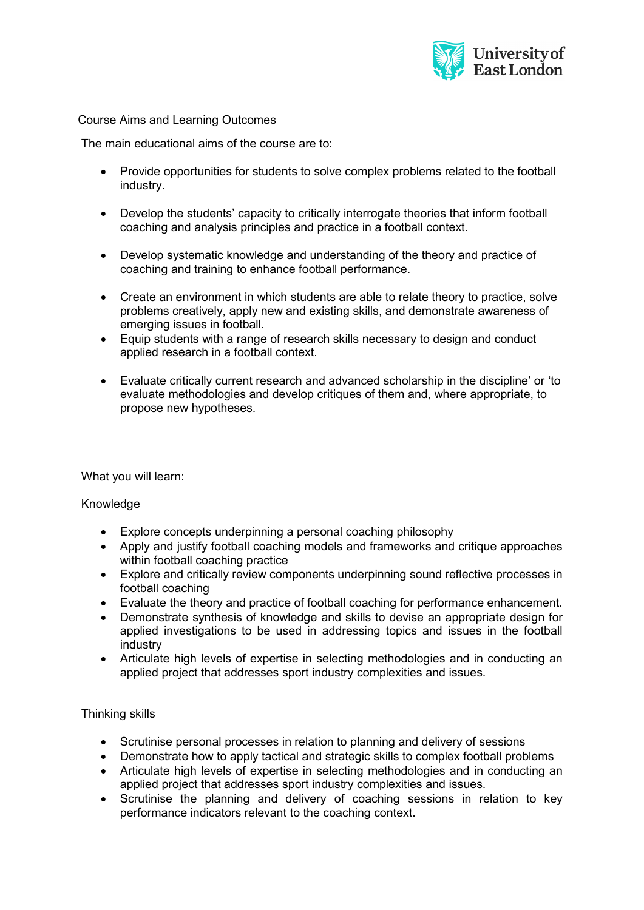## Course Aims and Learning Outcomes

The main educational aims of the course are to:

- Provide opportunities for students to solve complex problems related to the football industry.
- Develop the students' capacity to critically interrogate theories that inform football coaching and analysis principles and practice in a football context.
- Develop systematic knowledge and understanding of the theory and practice of coaching and training to enhance football performance.
- Create an environment in which students are able to relate theory to practice, solve problems creatively, apply new and existing skills, and demonstrate awareness of emerging issues in football.
- Equip students with a range of research skills necessary to design and conduct applied research in a football context.
- Evaluate critically current research and advanced scholarship in the discipline' or 'to evaluate methodologies and develop critiques of them and, where appropriate, to propose new hypotheses.

What you will learn:

### Knowledge

- Explore concepts underpinning a personal coaching philosophy
- Apply and justify football coaching models and frameworks and critique approaches within football coaching practice
- Explore and critically review components underpinning sound reflective processes in football coaching
- Evaluate the theory and practice of football coaching for performance enhancement.
- Demonstrate synthesis of knowledge and skills to devise an appropriate design for applied investigations to be used in addressing topics and issues in the football industry
- Articulate high levels of expertise in selecting methodologies and in conducting an applied project that addresses sport industry complexities and issues.

### Thinking skills

- Scrutinise personal processes in relation to planning and delivery of sessions
- Demonstrate how to apply tactical and strategic skills to complex football problems
- Articulate high levels of expertise in selecting methodologies and in conducting an applied project that addresses sport industry complexities and issues.
- Scrutinise the planning and delivery of coaching sessions in relation to key performance indicators relevant to the coaching context.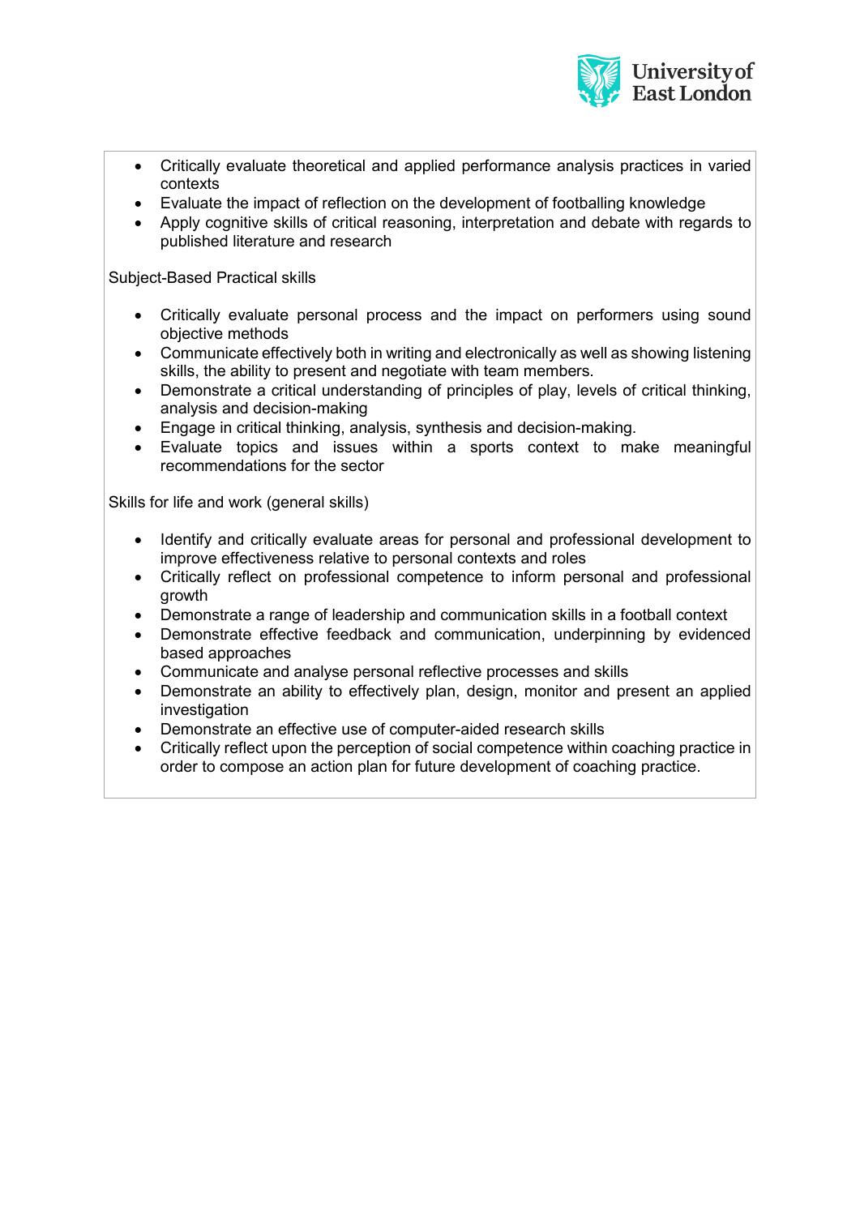- Critically evaluate theoretical and applied performance analysis practices in varied contexts
- Evaluate the impact of reflection on the development of footballing knowledge
- Apply cognitive skills of critical reasoning, interpretation and debate with regards to published literature and research

Subject-Based Practical skills

- Critically evaluate personal process and the impact on performers using sound objective methods
- Communicate effectively both in writing and electronically as well as showing listening skills, the ability to present and negotiate with team members.
- Demonstrate a critical understanding of principles of play, levels of critical thinking, analysis and decision-making
- Engage in critical thinking, analysis, synthesis and decision-making.
- Evaluate topics and issues within a sports context to make meaningful recommendations for the sector

Skills for life and work (general skills)

- Identify and critically evaluate areas for personal and professional development to improve effectiveness relative to personal contexts and roles
- Critically reflect on professional competence to inform personal and professional growth
- Demonstrate a range of leadership and communication skills in a football context
- Demonstrate effective feedback and communication, underpinning by evidenced based approaches
- Communicate and analyse personal reflective processes and skills
- Demonstrate an ability to effectively plan, design, monitor and present an applied investigation
- Demonstrate an effective use of computer-aided research skills
- Critically reflect upon the perception of social competence within coaching practice in order to compose an action plan for future development of coaching practice.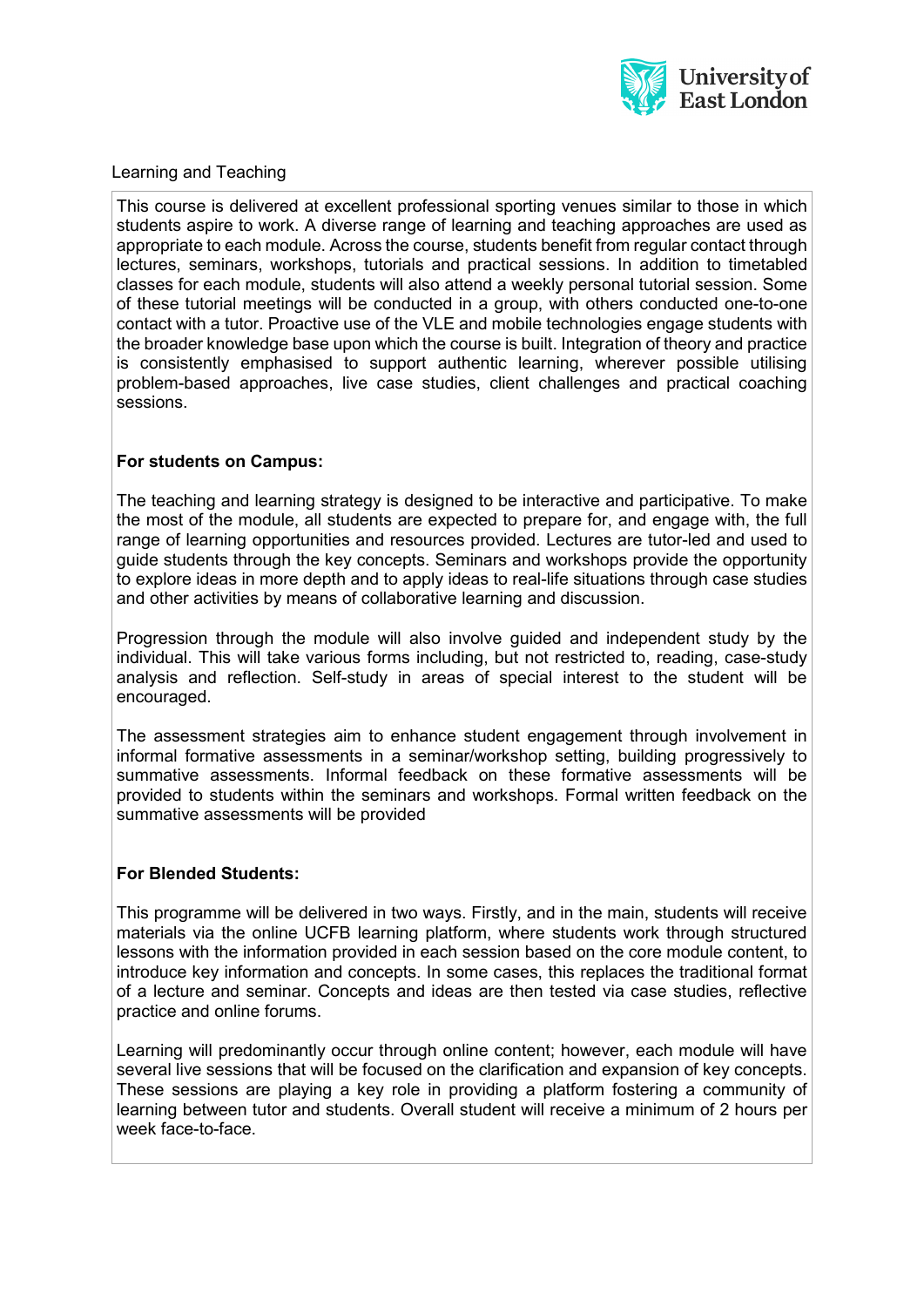Learning and Teaching

This course is delivered at excellent professional sporting venues similar to those in which students aspire to work. A diverse range of learning and teaching approaches are used as appropriate to each module. Across the course, students benefit from regular contact through lectures, seminars, workshops, tutorials and practical sessions. In addition to timetabled classes for each module, students will also attend a weekly personal tutorial session. Some of these tutorial meetings will be conducted in a group, with others conducted one-to-one contact with a tutor. Proactive use of the VLE and mobile technologies engage students with the broader knowledge base upon which the course is built. Integration of theory and practice is consistently emphasised to support authentic learning, wherever possible utilising problem-based approaches, live case studies, client challenges and practical coaching sessions.

**For students on Campus:**

The teaching and learning strategy is designed to be interactive and participative. To make the most of the module, all students are expected to prepare for, and engage with, the full range of learning opportunities and resources provided. Lectures are tutor-led and used to guide students through the key concepts. Seminars and workshops provide the opportunity to explore ideas in more depth and to apply ideas to real-life situations through case studies and other activities by means of collaborative learning and discussion.

Progression through the module will also involve guided and independent study by the individual. This will take various forms including, but not restricted to, reading, case-study analysis and reflection. Self-study in areas of special interest to the student will be encouraged.

The assessment strategies aim to enhance student engagement through involvement in informal formative assessments in a seminar/workshop setting, building progressively to summative assessments. Informal feedback on these formative assessments will be provided to students within the seminars and workshops. Formal written feedback on the summative assessments will be provided

**For Blended Students:**

This programme will be delivered in two ways. Firstly, and in the main, students will receive materials via the online UCFB learning platform, where students work through structured lessons with the information provided in each session based on the core module content, to introduce key information and concepts. In some cases, this replaces the traditional format of a lecture and seminar. Concepts and ideas are then tested via case studies, reflective practice and online forums.

Learning will predominantly occur through online content; however, each module will have several live sessions that will be focused on the clarification and expansion of key concepts. These sessions are playing a key role in providing a platform fostering a community of learning between tutor and students. Overall student will receive a minimum of 2 hours per week face-to-face.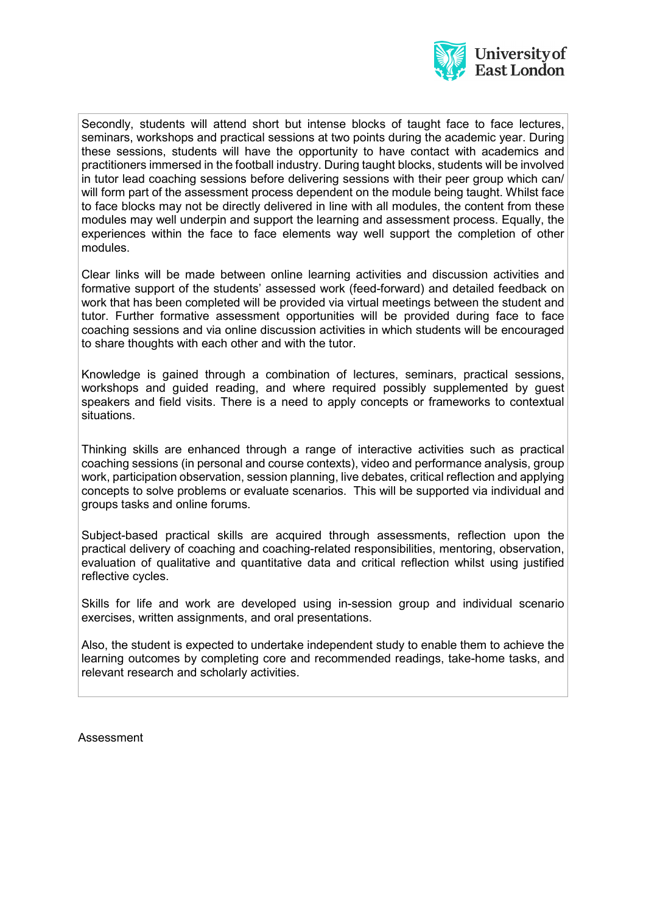Secondly, students will attend short but intense blocks of taught face to face lectures, seminars, workshops and practical sessions at two points during the academic year. During these sessions, students will have the opportunity to have contact with academics and practitioners immersed in the football industry. During taught blocks, students will be involved in tutor lead coaching sessions before delivering sessions with their peer group which can/ will form part of the assessment process dependent on the module being taught. Whilst face to face blocks may not be directly delivered in line with all modules, the content from these modules may well underpin and support the learning and assessment process. Equally, the experiences within the face to face elements way well support the completion of other modules.

Clear links will be made between online learning activities and discussion activities and formative support of the students' assessed work (feed-forward) and detailed feedback on work that has been completed will be provided via virtual meetings between the student and tutor. Further formative assessment opportunities will be provided during face to face coaching sessions and via online discussion activities in which students will be encouraged to share thoughts with each other and with the tutor.

Knowledge is gained through a combination of lectures, seminars, practical sessions, workshops and guided reading, and where required possibly supplemented by guest speakers and field visits. There is a need to apply concepts or frameworks to contextual situations.

Thinking skills are enhanced through a range of interactive activities such as practical coaching sessions (in personal and course contexts), video and performance analysis, group work, participation observation, session planning, live debates, critical reflection and applying concepts to solve problems or evaluate scenarios. This will be supported via individual and groups tasks and online forums.

Subject-based practical skills are acquired through assessments, reflection upon the practical delivery of coaching and coaching-related responsibilities, mentoring, observation, evaluation of qualitative and quantitative data and critical reflection whilst using justified reflective cycles.

Skills for life and work are developed using in-session group and individual scenario exercises, written assignments, and oral presentations.

Also, the student is expected to undertake independent study to enable them to achieve the learning outcomes by completing core and recommended readings, take-home tasks, and relevant research and scholarly activities.

Assessment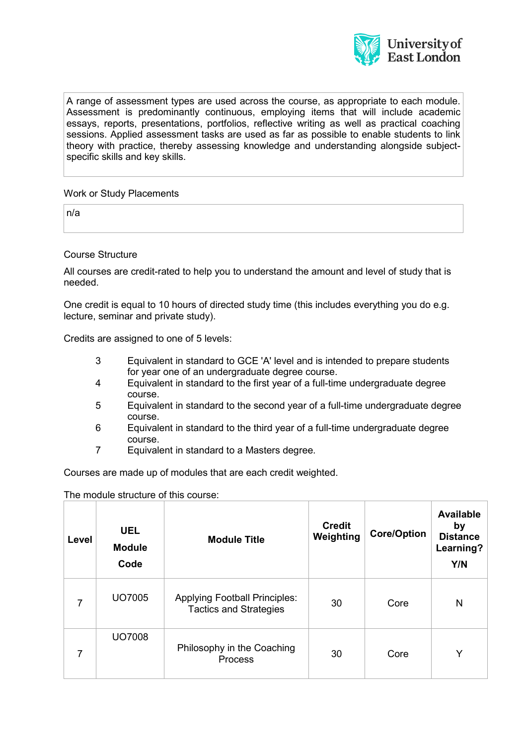A range of assessment types are used across the course, as appropriate to each module. Assessment is predominantly continuous, employing items that will include academic essays, reports, presentations, portfolios, reflective writing as well as practical coaching sessions. Applied assessment tasks are used as far as possible to enable students to link theory with practice, thereby assessing knowledge and understanding alongside subject-specific skills and key skills.

Work or Study Placements

n/a

Course Structure

All courses are credit-rated to help you to understand the amount and level of study that is needed.

One credit is equal to 10 hours of directed study time (this includes everything you do e.g. lecture, seminar and private study).

Credits are assigned to one of 5 levels:

- 3 Equivalent in standard to GCE 'A' level and is intended to prepare students for year one of an undergraduate degree course.
- 4 Equivalent in standard to the first year of a full-time undergraduate degree course.
- 5 Equivalent in standard to the second year of a full-time undergraduate degree course.
- 6 Equivalent in standard to the third year of a full-time undergraduate degree course.
- 7 Equivalent in standard to a Masters degree.

Courses are made up of modules that are each credit weighted.

The module structure of this course:

| Level | UEL Module Code | Module Title | Credit Weighting | Core/Option | Available by Distance Learning? Y/N |
|---|---|---|---|---|---|
| 7 | UO7005 | Applying Football Principles: Tactics and Strategies | 30 | Core | N |
| 7 | UO7008 | Philosophy in the Coaching Process | 30 | Core | Y |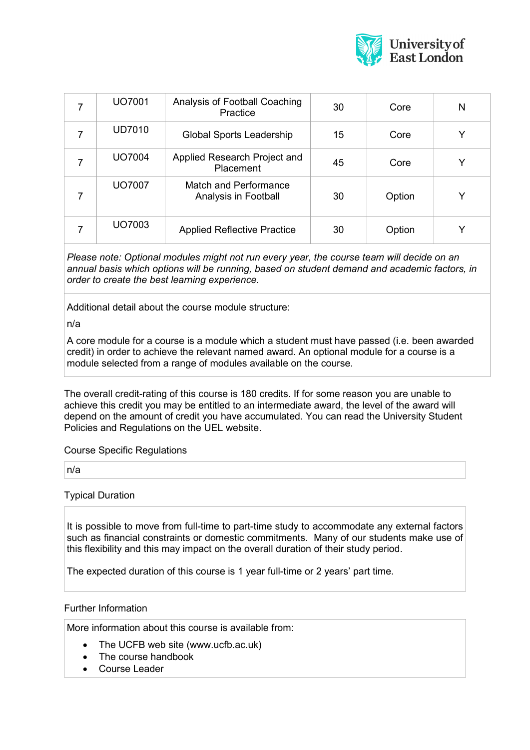| 7 | UO7001 | Analysis of Football Coaching Practice | 30 | Core | N |
|---|---|---|---|---|---|
| 7 | UD7010 | Global Sports Leadership | 15 | Core | Y |
| 7 | UO7004 | Applied Research Project and Placement | 45 | Core | Y |
| 7 | UO7007 | Match and Performance Analysis in Football | 30 | Option | Y |
| 7 | UO7003 | Applied Reflective Practice | 30 | Option | Y |

*Please note: Optional modules might not run every year, the course team will decide on an annual basis which options will be running, based on student demand and academic factors, in order to create the best learning experience.*

Additional detail about the course module structure:

n/a

A core module for a course is a module which a student must have passed (i.e. been awarded credit) in order to achieve the relevant named award. An optional module for a course is a module selected from a range of modules available on the course.

The overall credit-rating of this course is 180 credits. If for some reason you are unable to achieve this credit you may be entitled to an intermediate award, the level of the award will depend on the amount of credit you have accumulated. You can read the University Student Policies and Regulations on the UEL website.

Course Specific Regulations

n/a

Typical Duration

It is possible to move from full-time to part-time study to accommodate any external factors such as financial constraints or domestic commitments. Many of our students make use of this flexibility and this may impact on the overall duration of their study period.

The expected duration of this course is 1 year full-time or 2 years' part time.

Further Information

More information about this course is available from:

- The UCFB web site (www.ucfb.ac.uk)
- The course handbook
- Course Leader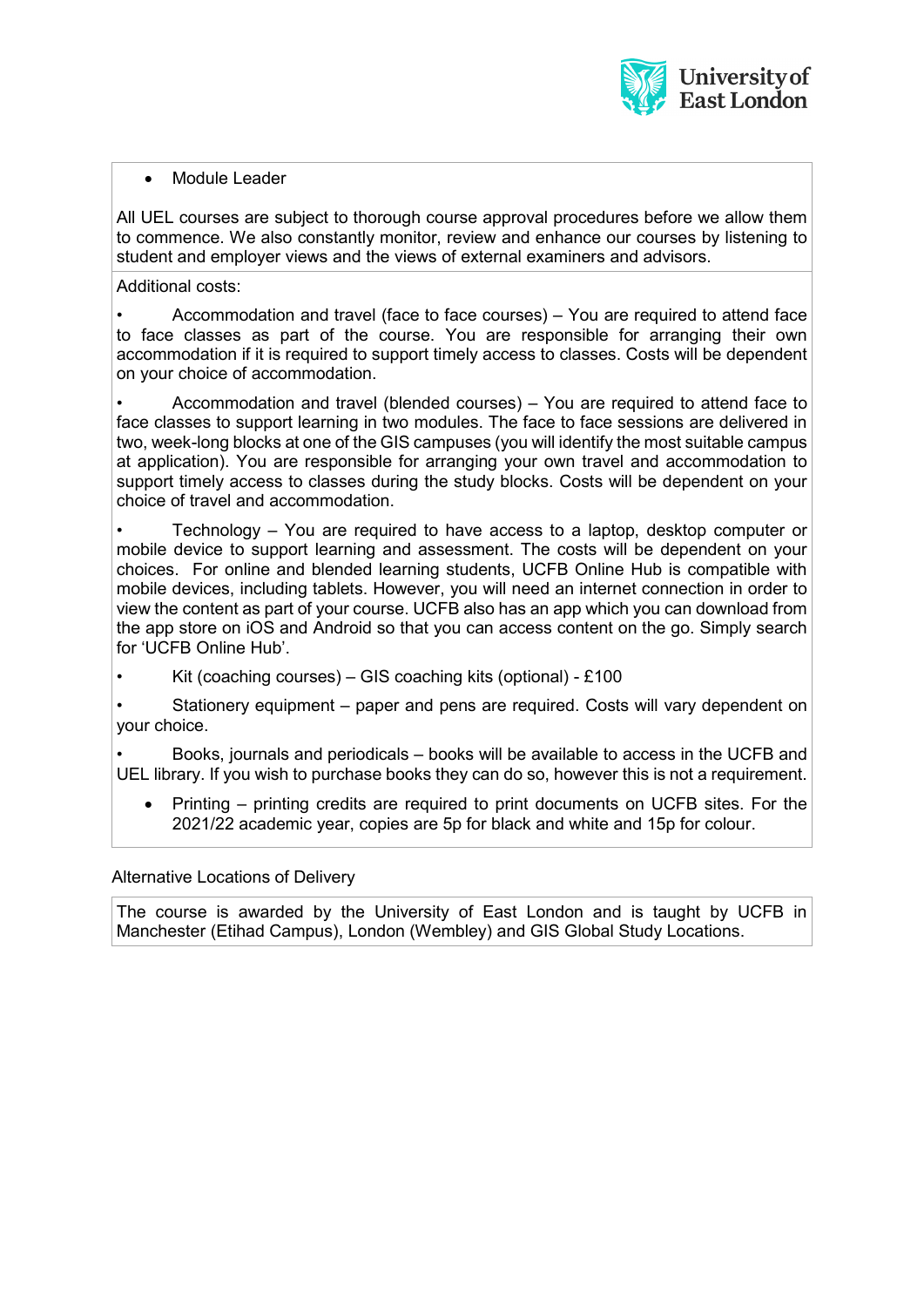- Module Leader

All UEL courses are subject to thorough course approval procedures before we allow them to commence. We also constantly monitor, review and enhance our courses by listening to student and employer views and the views of external examiners and advisors.

Additional costs:

- Accommodation and travel (face to face courses) – You are required to attend face to face classes as part of the course. You are responsible for arranging their own accommodation if it is required to support timely access to classes. Costs will be dependent on your choice of accommodation.
- Accommodation and travel (blended courses) – You are required to attend face to face classes to support learning in two modules. The face to face sessions are delivered in two, week-long blocks at one of the GIS campuses (you will identify the most suitable campus at application). You are responsible for arranging your own travel and accommodation to support timely access to classes during the study blocks. Costs will be dependent on your choice of travel and accommodation.
- Technology – You are required to have access to a laptop, desktop computer or mobile device to support learning and assessment. The costs will be dependent on your choices. For online and blended learning students, UCFB Online Hub is compatible with mobile devices, including tablets. However, you will need an internet connection in order to view the content as part of your course. UCFB also has an app which you can download from the app store on iOS and Android so that you can access content on the go. Simply search for 'UCFB Online Hub'.
- Kit (coaching courses) – GIS coaching kits (optional) - £100
- Stationery equipment – paper and pens are required. Costs will vary dependent on your choice.
- Books, journals and periodicals – books will be available to access in the UCFB and UEL library. If you wish to purchase books they can do so, however this is not a requirement.
- Printing – printing credits are required to print documents on UCFB sites. For the 2021/22 academic year, copies are 5p for black and white and 15p for colour.

Alternative Locations of Delivery

The course is awarded by the University of East London and is taught by UCFB in Manchester (Etihad Campus), London (Wembley) and GIS Global Study Locations.